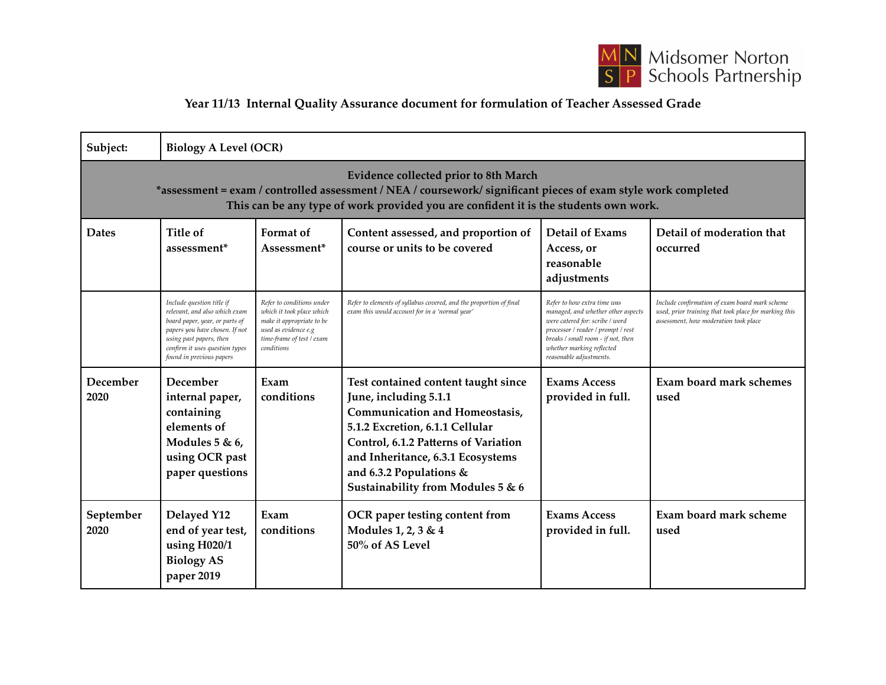Midsomer Norton Schools Partnership

## Year 11/13 Internal Quality Assurance document for formulation of Teacher Assessed Grade

| Subject: | Biology A Level (OCR) | | | | |
|---|---|---|---|---|---|
| **Evidence collected prior to 8th March**<br>*assessment = exam / controlled assessment / NEA / coursework/ significant pieces of exam style work completed<br>This can be any type of work provided you are confident it is the students own work. | | | | | |
| **Dates** | **Title of assessment*** | **Format of Assessment*** | **Content assessed, and proportion of course or units to be covered** | **Detail of Exams Access, or reasonable adjustments** | **Detail of moderation that occurred** |
| | *Include question title if relevant, and also which exam board paper, year, or parts of papers you have chosen. If not using past papers, then confirm it uses question types found in previous papers* | *Refer to conditions under which it took place which make it appropriate to be used as evidence e.g time-frame of test / exam conditions* | *Refer to elements of syllabus covered, and the proportion of final exam this would account for in a 'normal year'* | *Refer to how extra time was managed, and whether other aspects were catered for: scribe / word processor / reader / prompt / rest breaks / small room - if not, then whether marking reflected reasonable adjustments.* | *Include confirmation of exam board mark scheme used, prior training that took place for marking this assessment, how moderation took place* |
| December 2020 | December internal paper, containing elements of Modules 5 & 6, using OCR past paper questions | Exam conditions | Test contained content taught since June, including 5.1.1 Communication and Homeostasis, 5.1.2 Excretion, 6.1.1 Cellular Control, 6.1.2 Patterns of Variation and Inheritance, 6.3.1 Ecosystems and 6.3.2 Populations & Sustainability from Modules 5 & 6 | Exams Access provided in full. | Exam board mark schemes used |
| September 2020 | Delayed Y12 end of year test, using H020/1 Biology AS paper 2019 | Exam conditions | OCR paper testing content from Modules 1, 2, 3 & 4<br>50% of AS Level | Exams Access provided in full. | Exam board mark scheme used |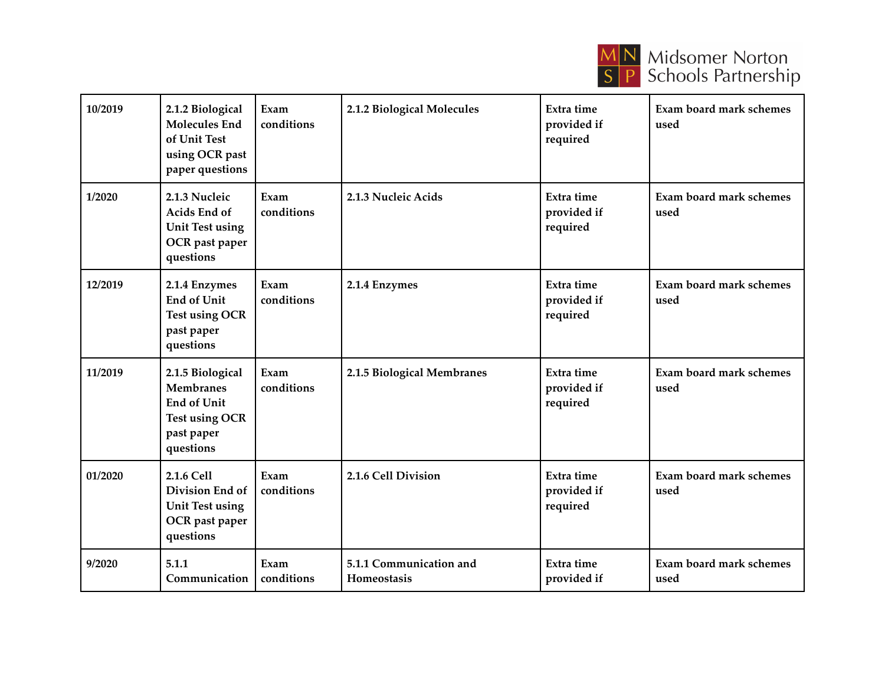| | | | | | |
|---|---|---|---|---|---|
| 10/2019 | 2.1.2 Biological Molecules End of Unit Test using OCR past paper questions | Exam conditions | 2.1.2 Biological Molecules | Extra time provided if required | Exam board mark schemes used |
| 1/2020 | 2.1.3 Nucleic Acids End of Unit Test using OCR past paper questions | Exam conditions | 2.1.3 Nucleic Acids | Extra time provided if required | Exam board mark schemes used |
| 12/2019 | 2.1.4 Enzymes End of Unit Test using OCR past paper questions | Exam conditions | 2.1.4 Enzymes | Extra time provided if required | Exam board mark schemes used |
| 11/2019 | 2.1.5 Biological Membranes End of Unit Test using OCR past paper questions | Exam conditions | 2.1.5 Biological Membranes | Extra time provided if required | Exam board mark schemes used |
| 01/2020 | 2.1.6 Cell Division End of Unit Test using OCR past paper questions | Exam conditions | 2.1.6 Cell Division | Extra time provided if required | Exam board mark schemes used |
| 9/2020 | 5.1.1 Communication | Exam conditions | 5.1.1 Communication and Homeostasis | Extra time provided if | Exam board mark schemes used |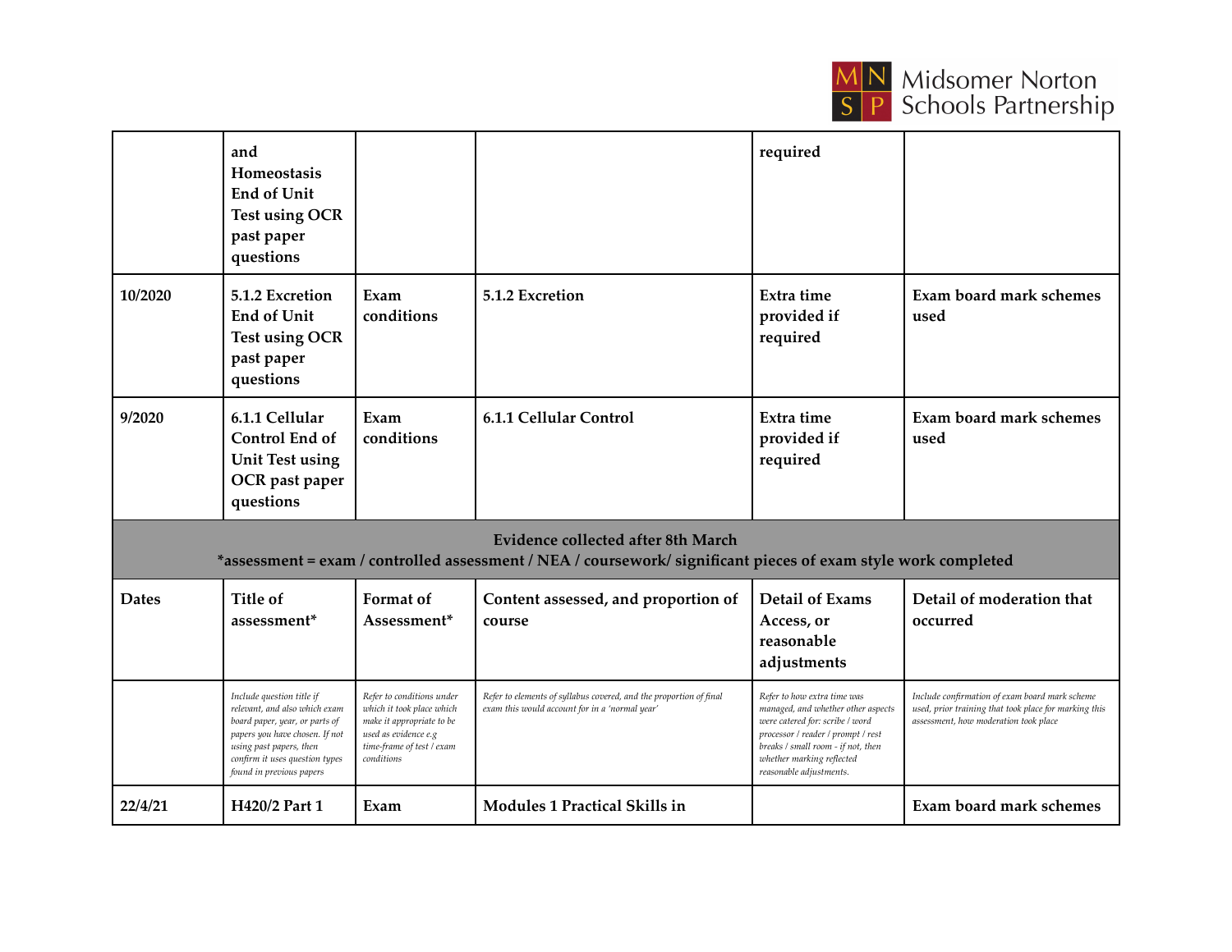| | | | | | |
|---|---|---|---|---|---|
| | and Homeostasis End of Unit Test using OCR past paper questions | | | required | |
| 10/2020 | 5.1.2 Excretion End of Unit Test using OCR past paper questions | Exam conditions | 5.1.2 Excretion | Extra time provided if required | Exam board mark schemes used |
| 9/2020 | 6.1.1 Cellular Control End of Unit Test using OCR past paper questions | Exam conditions | 6.1.1 Cellular Control | Extra time provided if required | Exam board mark schemes used |

**Evidence collected after 8th March**
***assessment = exam / controlled assessment / NEA / coursework/ significant pieces of exam style work completed**

| Dates | Title of assessment* | Format of Assessment* | Content assessed, and proportion of course | Detail of Exams Access, or reasonable adjustments | Detail of moderation that occurred |
|---|---|---|---|---|---|
| | *Include question title if relevant, and also which exam board paper, year, or parts of papers you have chosen. If not using past papers, then confirm it uses question types found in previous papers* | *Refer to conditions under which it took place which make it appropriate to be used as evidence e.g time-frame of test / exam conditions* | *Refer to elements of syllabus covered, and the proportion of final exam this would account for in a 'normal year'* | *Refer to how extra time was managed, and whether other aspects were catered for: scribe / word processor / reader / prompt / rest breaks / small room - if not, then whether marking reflected reasonable adjustments.* | *Include confirmation of exam board mark scheme used, prior training that took place for marking this assessment, how moderation took place* |
| 22/4/21 | H420/2 Part 1 | Exam | Modules 1 Practical Skills in | | Exam board mark schemes |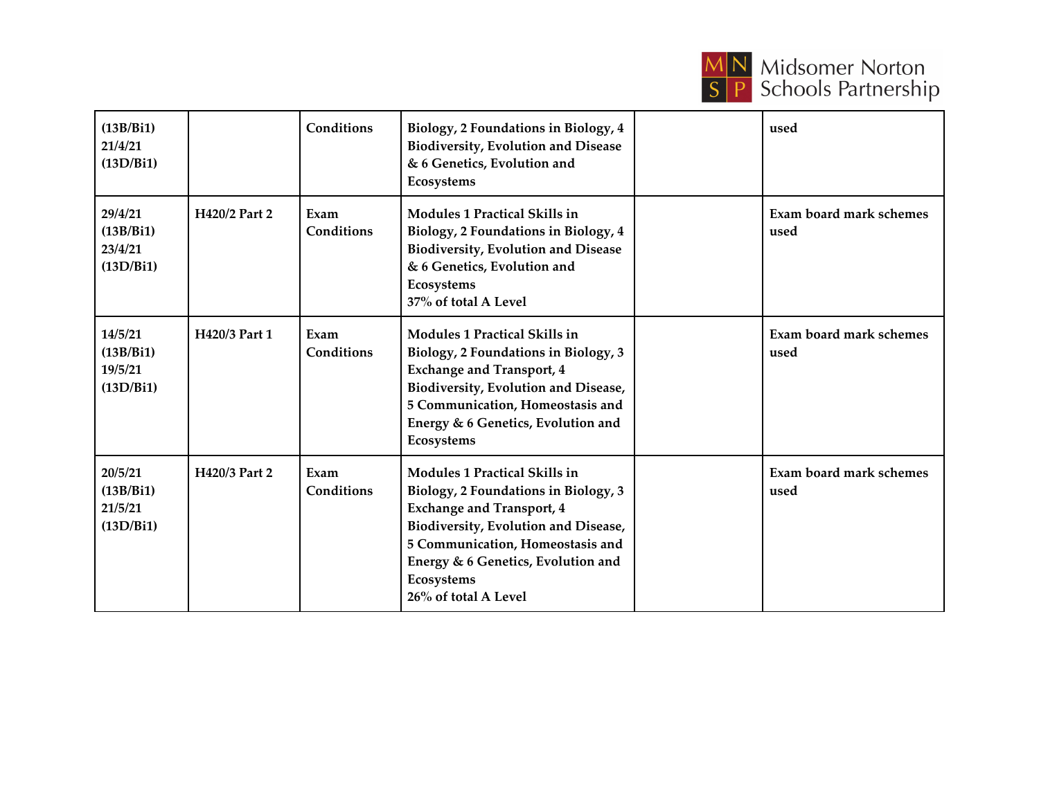| | | | | | |
|---|---|---|---|---|---|
| (13B/Bi1) 21/4/21 (13D/Bi1) | | Conditions | Biology, 2 Foundations in Biology, 4 Biodiversity, Evolution and Disease & 6 Genetics, Evolution and Ecosystems | | used |
| 29/4/21 (13B/Bi1) 23/4/21 (13D/Bi1) | H420/2 Part 2 | Exam Conditions | Modules 1 Practical Skills in Biology, 2 Foundations in Biology, 4 Biodiversity, Evolution and Disease & 6 Genetics, Evolution and Ecosystems 37% of total A Level | | Exam board mark schemes used |
| 14/5/21 (13B/Bi1) 19/5/21 (13D/Bi1) | H420/3 Part 1 | Exam Conditions | Modules 1 Practical Skills in Biology, 2 Foundations in Biology, 3 Exchange and Transport, 4 Biodiversity, Evolution and Disease, 5 Communication, Homeostasis and Energy & 6 Genetics, Evolution and Ecosystems | | Exam board mark schemes used |
| 20/5/21 (13B/Bi1) 21/5/21 (13D/Bi1) | H420/3 Part 2 | Exam Conditions | Modules 1 Practical Skills in Biology, 2 Foundations in Biology, 3 Exchange and Transport, 4 Biodiversity, Evolution and Disease, 5 Communication, Homeostasis and Energy & 6 Genetics, Evolution and Ecosystems 26% of total A Level | | Exam board mark schemes used |